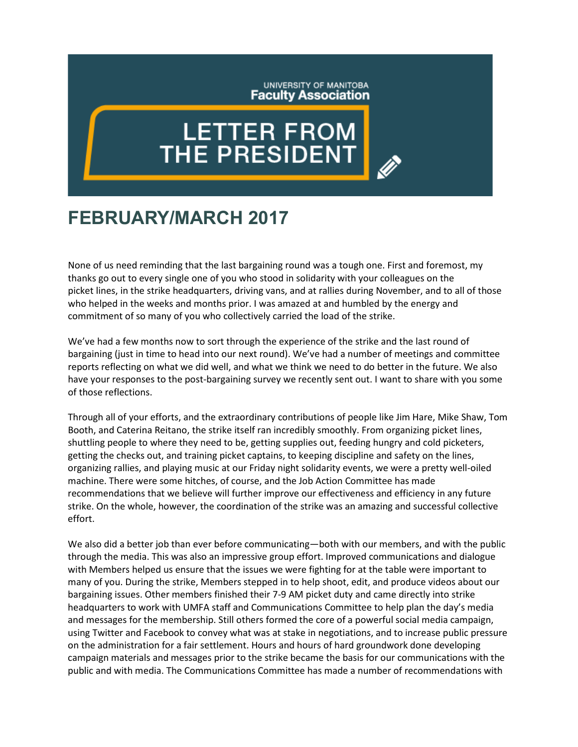UNIVERSITY OF MANITOBA
**Faculty Association**

# LETTER FROM THE PRESIDENT

## FEBRUARY/MARCH 2017

None of us need reminding that the last bargaining round was a tough one. First and foremost, my thanks go out to every single one of you who stood in solidarity with your colleagues on the picket lines, in the strike headquarters, driving vans, and at rallies during November, and to all of those who helped in the weeks and months prior. I was amazed at and humbled by the energy and commitment of so many of you who collectively carried the load of the strike.

We've had a few months now to sort through the experience of the strike and the last round of bargaining (just in time to head into our next round). We've had a number of meetings and committee reports reflecting on what we did well, and what we think we need to do better in the future. We also have your responses to the post-bargaining survey we recently sent out. I want to share with you some of those reflections.

Through all of your efforts, and the extraordinary contributions of people like Jim Hare, Mike Shaw, Tom Booth, and Caterina Reitano, the strike itself ran incredibly smoothly. From organizing picket lines, shuttling people to where they need to be, getting supplies out, feeding hungry and cold picketers, getting the checks out, and training picket captains, to keeping discipline and safety on the lines, organizing rallies, and playing music at our Friday night solidarity events, we were a pretty well-oiled machine. There were some hitches, of course, and the Job Action Committee has made recommendations that we believe will further improve our effectiveness and efficiency in any future strike. On the whole, however, the coordination of the strike was an amazing and successful collective effort.

We also did a better job than ever before communicating—both with our members, and with the public through the media. This was also an impressive group effort. Improved communications and dialogue with Members helped us ensure that the issues we were fighting for at the table were important to many of you. During the strike, Members stepped in to help shoot, edit, and produce videos about our bargaining issues. Other members finished their 7-9 AM picket duty and came directly into strike headquarters to work with UMFA staff and Communications Committee to help plan the day's media and messages for the membership. Still others formed the core of a powerful social media campaign, using Twitter and Facebook to convey what was at stake in negotiations, and to increase public pressure on the administration for a fair settlement. Hours and hours of hard groundwork done developing campaign materials and messages prior to the strike became the basis for our communications with the public and with media. The Communications Committee has made a number of recommendations with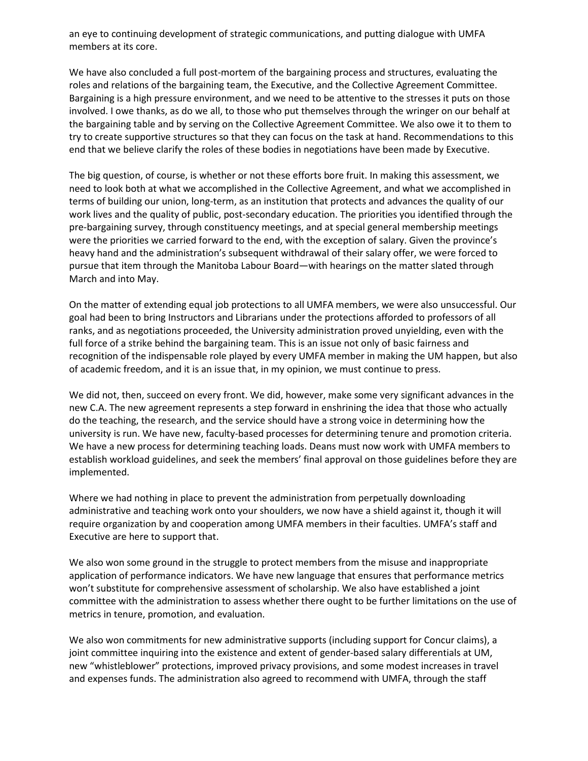an eye to continuing development of strategic communications, and putting dialogue with UMFA members at its core.

We have also concluded a full post-mortem of the bargaining process and structures, evaluating the roles and relations of the bargaining team, the Executive, and the Collective Agreement Committee. Bargaining is a high pressure environment, and we need to be attentive to the stresses it puts on those involved. I owe thanks, as do we all, to those who put themselves through the wringer on our behalf at the bargaining table and by serving on the Collective Agreement Committee. We also owe it to them to try to create supportive structures so that they can focus on the task at hand. Recommendations to this end that we believe clarify the roles of these bodies in negotiations have been made by Executive.

The big question, of course, is whether or not these efforts bore fruit. In making this assessment, we need to look both at what we accomplished in the Collective Agreement, and what we accomplished in terms of building our union, long-term, as an institution that protects and advances the quality of our work lives and the quality of public, post-secondary education. The priorities you identified through the pre-bargaining survey, through constituency meetings, and at special general membership meetings were the priorities we carried forward to the end, with the exception of salary. Given the province's heavy hand and the administration's subsequent withdrawal of their salary offer, we were forced to pursue that item through the Manitoba Labour Board—with hearings on the matter slated through March and into May.

On the matter of extending equal job protections to all UMFA members, we were also unsuccessful. Our goal had been to bring Instructors and Librarians under the protections afforded to professors of all ranks, and as negotiations proceeded, the University administration proved unyielding, even with the full force of a strike behind the bargaining team. This is an issue not only of basic fairness and recognition of the indispensable role played by every UMFA member in making the UM happen, but also of academic freedom, and it is an issue that, in my opinion, we must continue to press.

We did not, then, succeed on every front. We did, however, make some very significant advances in the new C.A. The new agreement represents a step forward in enshrining the idea that those who actually do the teaching, the research, and the service should have a strong voice in determining how the university is run. We have new, faculty-based processes for determining tenure and promotion criteria. We have a new process for determining teaching loads. Deans must now work with UMFA members to establish workload guidelines, and seek the members' final approval on those guidelines before they are implemented.

Where we had nothing in place to prevent the administration from perpetually downloading administrative and teaching work onto your shoulders, we now have a shield against it, though it will require organization by and cooperation among UMFA members in their faculties. UMFA's staff and Executive are here to support that.

We also won some ground in the struggle to protect members from the misuse and inappropriate application of performance indicators. We have new language that ensures that performance metrics won't substitute for comprehensive assessment of scholarship. We also have established a joint committee with the administration to assess whether there ought to be further limitations on the use of metrics in tenure, promotion, and evaluation.

We also won commitments for new administrative supports (including support for Concur claims), a joint committee inquiring into the existence and extent of gender-based salary differentials at UM, new "whistleblower" protections, improved privacy provisions, and some modest increases in travel and expenses funds. The administration also agreed to recommend with UMFA, through the staff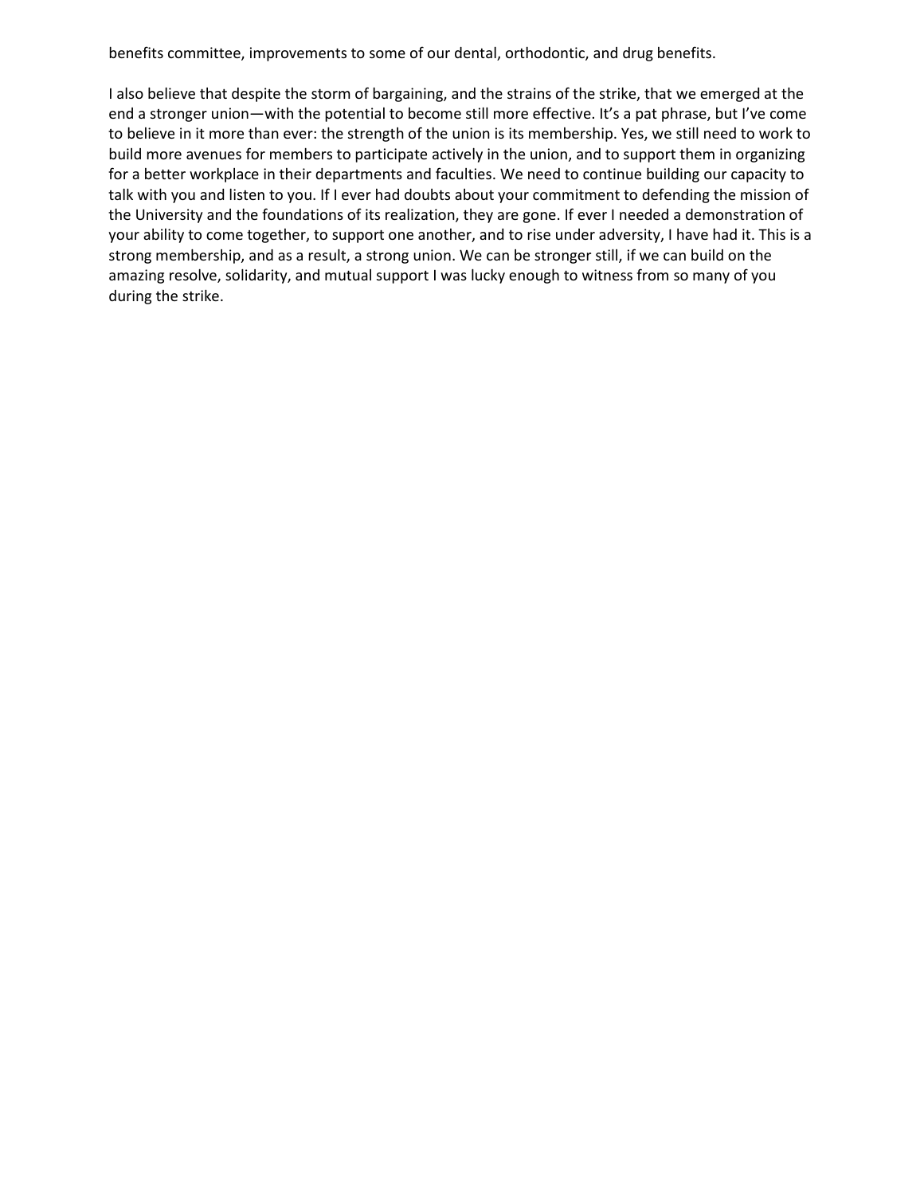benefits committee, improvements to some of our dental, orthodontic, and drug benefits.

I also believe that despite the storm of bargaining, and the strains of the strike, that we emerged at the end a stronger union—with the potential to become still more effective. It's a pat phrase, but I've come to believe in it more than ever: the strength of the union is its membership. Yes, we still need to work to build more avenues for members to participate actively in the union, and to support them in organizing for a better workplace in their departments and faculties. We need to continue building our capacity to talk with you and listen to you. If I ever had doubts about your commitment to defending the mission of the University and the foundations of its realization, they are gone. If ever I needed a demonstration of your ability to come together, to support one another, and to rise under adversity, I have had it. This is a strong membership, and as a result, a strong union. We can be stronger still, if we can build on the amazing resolve, solidarity, and mutual support I was lucky enough to witness from so many of you during the strike.